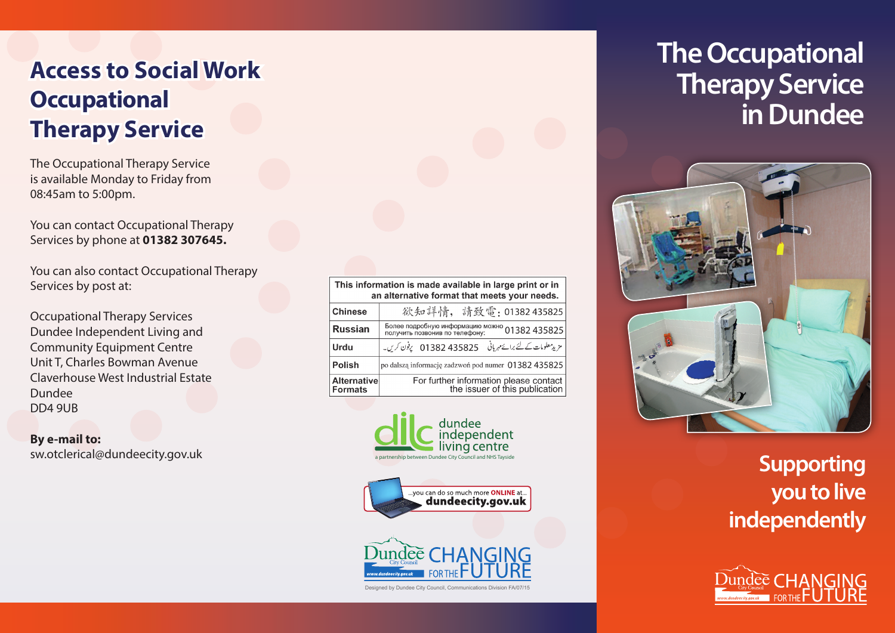# Access to Social Work Occupational Therapy Service

The Occupational Therapy Service is available Monday to Friday from 08:45am to 5:00pm.

You can contact Occupational Therapy Services by phone at **01382 307645.**

You can also contact Occupational Therapy Services by post at:

Occupational Therapy Services
Dundee Independent Living and Community Equipment Centre
Unit T, Charles Bowman Avenue
Claverhouse West Industrial Estate
Dundee
DD4 9UB

**By e-mail to:**
sw.otclerical@dundeecity.gov.uk

| This information is made available in large print or in an alternative format that meets your needs. | |
|---|---|
| **Chinese** | 欲知詳情，請致電：01382 435825 |
| **Russian** | Более подробную информацию можно получить позвонив по телефону: 01382 435825 |
| **Urdu** | مزید معلومات کے لئے برائے مہربانی 01382 435825 پرفون کریں۔ |
| **Polish** | po dalszą informację zadzwoń pod numer 01382 435825 |
| **Alternative Formats** | For further information please contact the issuer of this publication |

dundee independent living centre
a partnership between Dundee City Council and NHS Tayside

...you can do so much more **ONLINE** at... **dundeecity.gov.uk**

Dundee City Council CHANGING FOR THE FUTURE
www.dundeecity.gov.uk

Designed by Dundee City Council, Communications Division FA/07/15

# The Occupational Therapy Service in Dundee

## Supporting you to live independently

Dundee City Council CHANGING FOR THE FUTURE
www.dundeecity.gov.uk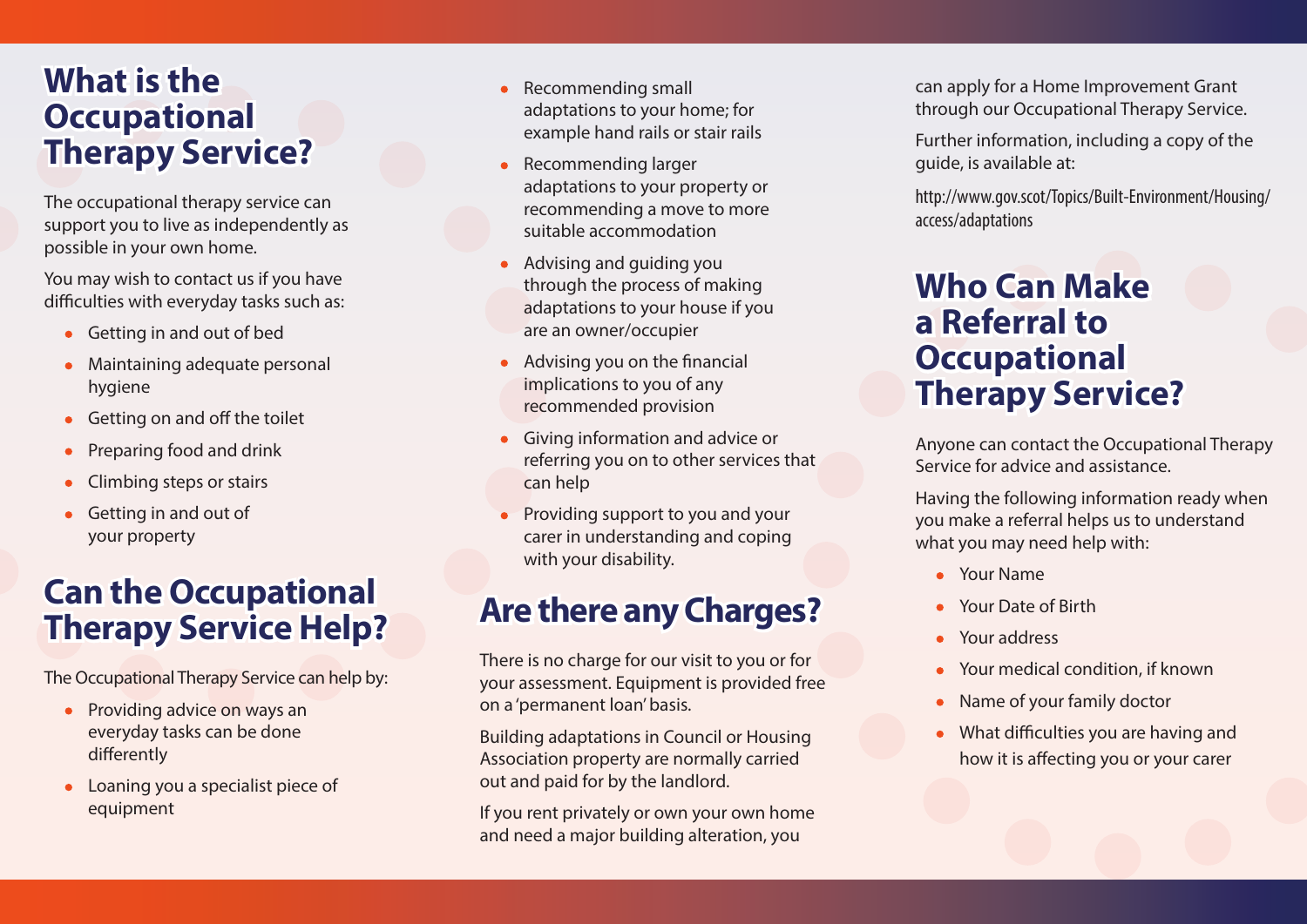## What is the Occupational Therapy Service?

The occupational therapy service can support you to live as independently as possible in your own home.

You may wish to contact us if you have difficulties with everyday tasks such as:

- Getting in and out of bed
- Maintaining adequate personal hygiene
- Getting on and off the toilet
- Preparing food and drink
- Climbing steps or stairs
- Getting in and out of your property

## Can the Occupational Therapy Service Help?

The Occupational Therapy Service can help by:

- Providing advice on ways an everyday tasks can be done differently
- Loaning you a specialist piece of equipment
- Recommending small adaptations to your home; for example hand rails or stair rails
- Recommending larger adaptations to your property or recommending a move to more suitable accommodation
- Advising and guiding you through the process of making adaptations to your house if you are an owner/occupier
- Advising you on the financial implications to you of any recommended provision
- Giving information and advice or referring you on to other services that can help
- Providing support to you and your carer in understanding and coping with your disability.

## Are there any Charges?

There is no charge for our visit to you or for your assessment. Equipment is provided free on a 'permanent loan' basis.

Building adaptations in Council or Housing Association property are normally carried out and paid for by the landlord.

If you rent privately or own your own home and need a major building alteration, you can apply for a Home Improvement Grant through our Occupational Therapy Service.

Further information, including a copy of the guide, is available at:

http://www.gov.scot/Topics/Built-Environment/Housing/access/adaptations

## Who Can Make a Referral to Occupational Therapy Service?

Anyone can contact the Occupational Therapy Service for advice and assistance.

Having the following information ready when you make a referral helps us to understand what you may need help with:

- Your Name
- Your Date of Birth
- Your address
- Your medical condition, if known
- Name of your family doctor
- What difficulties you are having and how it is affecting you or your carer